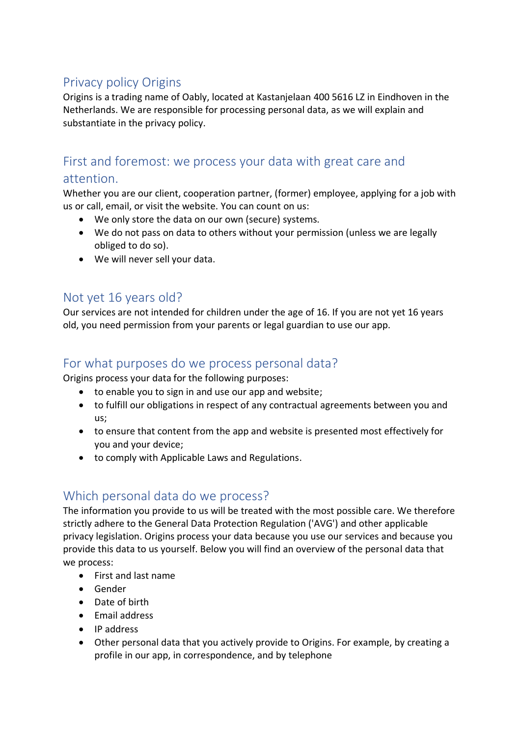# Privacy policy Origins

Origins is a trading name of Oably, located at Kastanjelaan 400 5616 LZ in Eindhoven in the Netherlands. We are responsible for processing personal data, as we will explain and substantiate in the privacy policy.

## First and foremost: we process your data with great care and attention.

Whether you are our client, cooperation partner, (former) employee, applying for a job with us or call, email, or visit the website. You can count on us:

- We only store the data on our own (secure) systems.
- We do not pass on data to others without your permission (unless we are legally obliged to do so).
- We will never sell your data.

## Not yet 16 years old?

Our services are not intended for children under the age of 16. If you are not yet 16 years old, you need permission from your parents or legal guardian to use our app.

## For what purposes do we process personal data?

Origins process your data for the following purposes:

- to enable you to sign in and use our app and website;
- to fulfill our obligations in respect of any contractual agreements between you and us;
- to ensure that content from the app and website is presented most effectively for you and your device;
- to comply with Applicable Laws and Regulations.

## Which personal data do we process?

The information you provide to us will be treated with the most possible care. We therefore strictly adhere to the General Data Protection Regulation ('AVG') and other applicable privacy legislation. Origins process your data because you use our services and because you provide this data to us yourself. Below you will find an overview of the personal data that we process:

- First and last name
- Gender
- Date of birth
- Email address
- IP address
- Other personal data that you actively provide to Origins. For example, by creating a profile in our app, in correspondence, and by telephone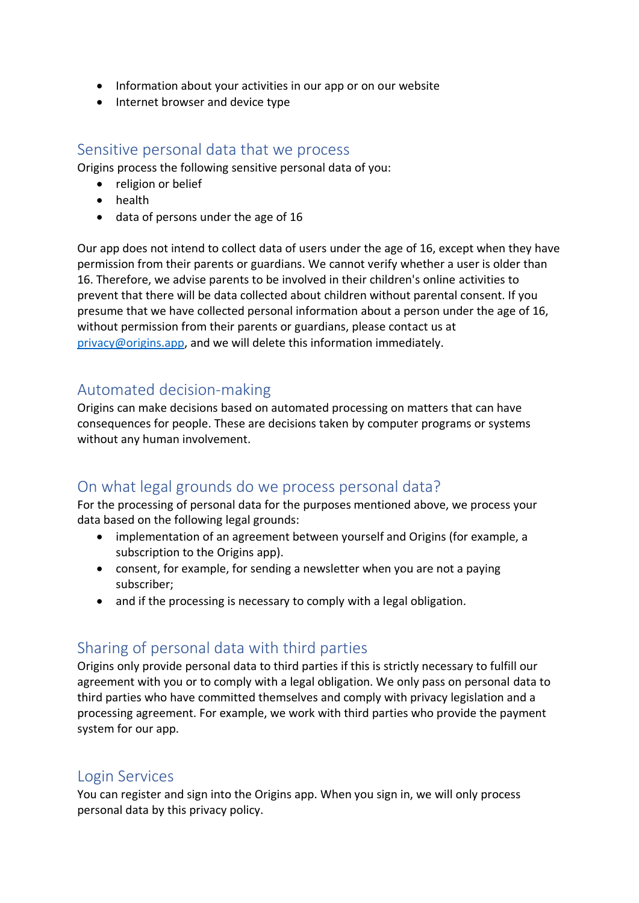- Information about your activities in our app or on our website
- Internet browser and device type

## Sensitive personal data that we process

Origins process the following sensitive personal data of you:

- religion or belief
- health
- data of persons under the age of 16

Our app does not intend to collect data of users under the age of 16, except when they have permission from their parents or guardians. We cannot verify whether a user is older than 16. Therefore, we advise parents to be involved in their children's online activities to prevent that there will be data collected about children without parental consent. If you presume that we have collected personal information about a person under the age of 16, without permission from their parents or guardians, please contact us at privacy@origins.app, and we will delete this information immediately.

## Automated decision-making

Origins can make decisions based on automated processing on matters that can have consequences for people. These are decisions taken by computer programs or systems without any human involvement.

## On what legal grounds do we process personal data?

For the processing of personal data for the purposes mentioned above, we process your data based on the following legal grounds:

- implementation of an agreement between yourself and Origins (for example, a subscription to the Origins app).
- consent, for example, for sending a newsletter when you are not a paying subscriber;
- and if the processing is necessary to comply with a legal obligation.

## Sharing of personal data with third parties

Origins only provide personal data to third parties if this is strictly necessary to fulfill our agreement with you or to comply with a legal obligation. We only pass on personal data to third parties who have committed themselves and comply with privacy legislation and a processing agreement. For example, we work with third parties who provide the payment system for our app.

## Login Services

You can register and sign into the Origins app. When you sign in, we will only process personal data by this privacy policy.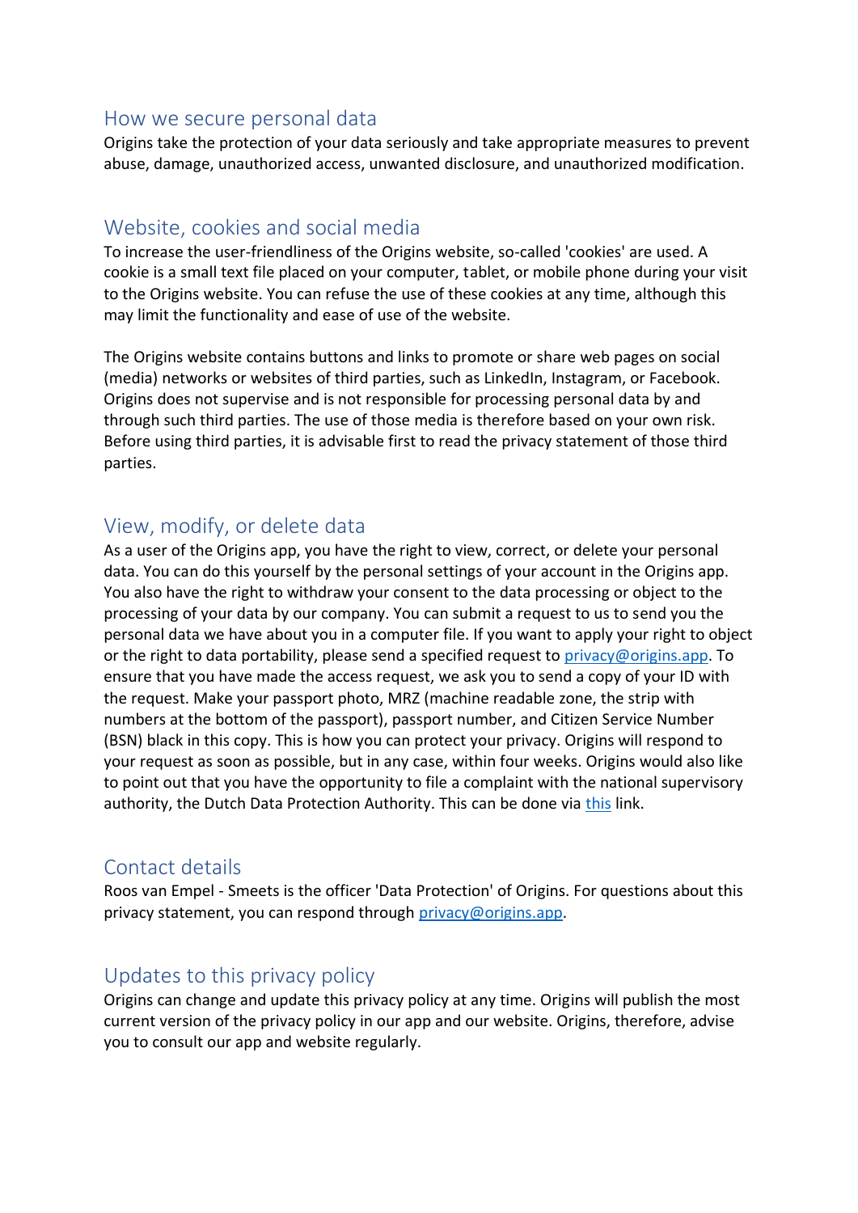## How we secure personal data

Origins take the protection of your data seriously and take appropriate measures to prevent abuse, damage, unauthorized access, unwanted disclosure, and unauthorized modification.

## Website, cookies and social media

To increase the user-friendliness of the Origins website, so-called 'cookies' are used. A cookie is a small text file placed on your computer, tablet, or mobile phone during your visit to the Origins website. You can refuse the use of these cookies at any time, although this may limit the functionality and ease of use of the website.

The Origins website contains buttons and links to promote or share web pages on social (media) networks or websites of third parties, such as LinkedIn, Instagram, or Facebook. Origins does not supervise and is not responsible for processing personal data by and through such third parties. The use of those media is therefore based on your own risk. Before using third parties, it is advisable first to read the privacy statement of those third parties.

## View, modify, or delete data

As a user of the Origins app, you have the right to view, correct, or delete your personal data. You can do this yourself by the personal settings of your account in the Origins app. You also have the right to withdraw your consent to the data processing or object to the processing of your data by our company. You can submit a request to us to send you the personal data we have about you in a computer file. If you want to apply your right to object or the right to data portability, please send a specified request to privacy@origins.app. To ensure that you have made the access request, we ask you to send a copy of your ID with the request. Make your passport photo, MRZ (machine readable zone, the strip with numbers at the bottom of the passport), passport number, and Citizen Service Number (BSN) black in this copy. This is how you can protect your privacy. Origins will respond to your request as soon as possible, but in any case, within four weeks. Origins would also like to point out that you have the opportunity to file a complaint with the national supervisory authority, the Dutch Data Protection Authority. This can be done via this link.

## Contact details

Roos van Empel - Smeets is the officer 'Data Protection' of Origins. For questions about this privacy statement, you can respond through privacy@origins.app.

## Updates to this privacy policy

Origins can change and update this privacy policy at any time. Origins will publish the most current version of the privacy policy in our app and our website. Origins, therefore, advise you to consult our app and website regularly.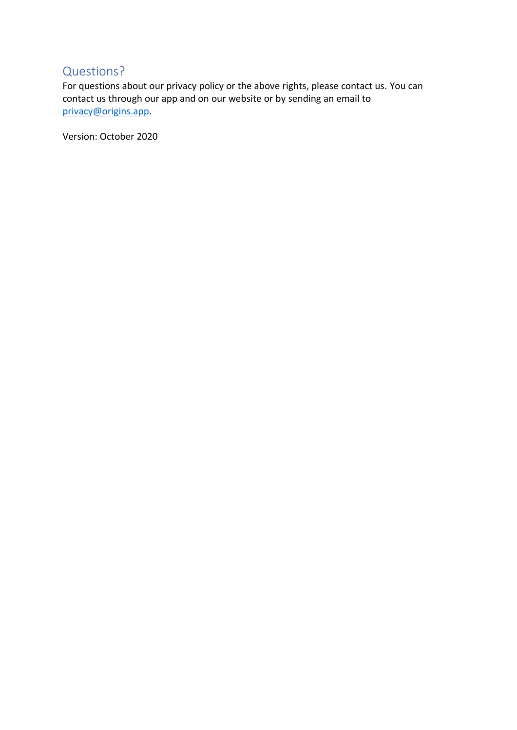## Questions?

For questions about our privacy policy or the above rights, please contact us. You can contact us through our app and on our website or by sending an email to privacy@origins.app.

Version: October 2020